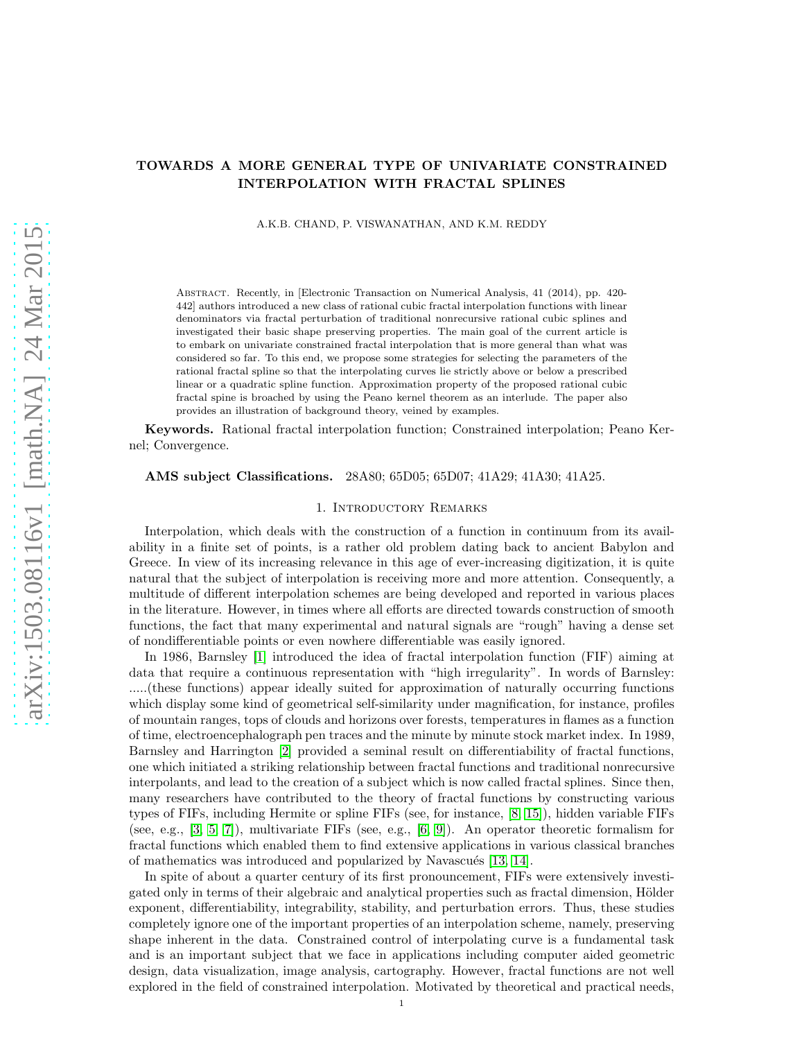# TOWARDS A MORE GENERAL TYPE OF UNIVARIATE CONSTRAINED INTERPOLATION WITH FRACTAL SPLINES

A.K.B. CHAND, P. VISWANATHAN, AND K.M. REDDY

Abstract. Recently, in [Electronic Transaction on Numerical Analysis, 41 (2014), pp. 420-442] authors introduced a new class of rational cubic fractal interpolation functions with linear denominators via fractal perturbation of traditional nonrecursive rational cubic splines and investigated their basic shape preserving properties. The main goal of the current article is to embark on univariate constrained fractal interpolation that is more general than what was considered so far. To this end, we propose some strategies for selecting the parameters of the rational fractal spline so that the interpolating curves lie strictly above or below a prescribed linear or a quadratic spline function. Approximation property of the proposed rational cubic fractal spine is broached by using the Peano kernel theorem as an interlude. The paper also provides an illustration of background theory, veined by examples.

**Keywords.** Rational fractal interpolation function; Constrained interpolation; Peano Kernel; Convergence.

**AMS subject Classifications.** 28A80; 65D05; 65D07; 41A29; 41A30; 41A25.

## 1. Introductory Remarks

Interpolation, which deals with the construction of a function in continuum from its availability in a finite set of points, is a rather old problem dating back to ancient Babylon and Greece. In view of its increasing relevance in this age of ever-increasing digitization, it is quite natural that the subject of interpolation is receiving more and more attention. Consequently, a multitude of different interpolation schemes are being developed and reported in various places in the literature. However, in times where all efforts are directed towards construction of smooth functions, the fact that many experimental and natural signals are "rough" having a dense set of nondifferentiable points or even nowhere differentiable was easily ignored.

In 1986, Barnsley [1] introduced the idea of fractal interpolation function (FIF) aiming at data that require a continuous representation with "high irregularity". In words of Barnsley: .....(these functions) appear ideally suited for approximation of naturally occurring functions which display some kind of geometrical self-similarity under magnification, for instance, profiles of mountain ranges, tops of clouds and horizons over forests, temperatures in flames as a function of time, electroencephalograph pen traces and the minute by minute stock market index. In 1989, Barnsley and Harrington [2] provided a seminal result on differentiability of fractal functions, one which initiated a striking relationship between fractal functions and traditional nonrecursive interpolants, and lead to the creation of a subject which is now called fractal splines. Since then, many researchers have contributed to the theory of fractal functions by constructing various types of FIFs, including Hermite or spline FIFs (see, for instance, [8, 15]), hidden variable FIFs (see, e.g., [3, 5, 7]), multivariate FIFs (see, e.g., [6, 9]). An operator theoretic formalism for fractal functions which enabled them to find extensive applications in various classical branches of mathematics was introduced and popularized by Navascués [13, 14].

In spite of about a quarter century of its first pronouncement, FIFs were extensively investigated only in terms of their algebraic and analytical properties such as fractal dimension, Hölder exponent, differentiability, integrability, stability, and perturbation errors. Thus, these studies completely ignore one of the important properties of an interpolation scheme, namely, preserving shape inherent in the data. Constrained control of interpolating curve is a fundamental task and is an important subject that we face in applications including computer aided geometric design, data visualization, image analysis, cartography. However, fractal functions are not well explored in the field of constrained interpolation. Motivated by theoretical and practical needs,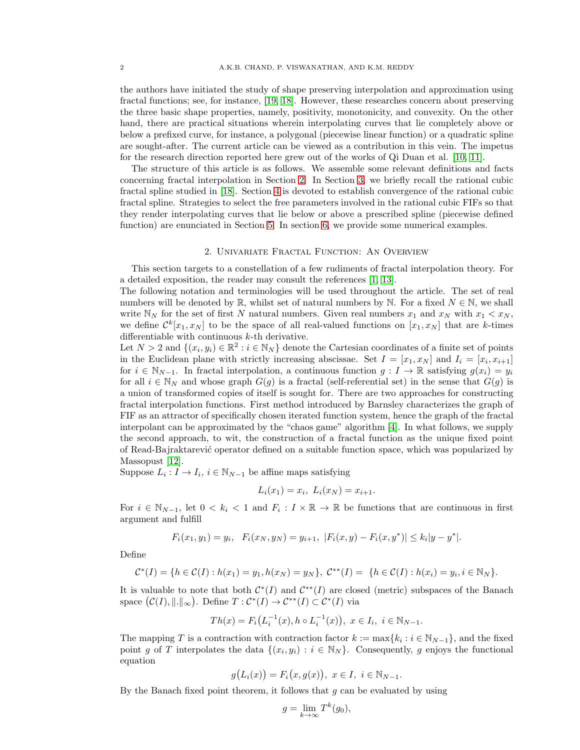the authors have initiated the study of shape preserving interpolation and approximation using fractal functions; see, for instance, [19, 18]. However, these researches concern about preserving the three basic shape properties, namely, positivity, monotonicity, and convexity. On the other hand, there are practical situations wherein interpolating curves that lie completely above or below a prefixed curve, for instance, a polygonal (piecewise linear function) or a quadratic spline are sought-after. The current article can be viewed as a contribution in this vein. The impetus for the research direction reported here grew out of the works of Qi Duan et al. [10, 11].

The structure of this article is as follows. We assemble some relevant definitions and facts concerning fractal interpolation in Section 2. In Section 3, we briefly recall the rational cubic fractal spline studied in [18]. Section 4 is devoted to establish convergence of the rational cubic fractal spline. Strategies to select the free parameters involved in the rational cubic FIFs so that they render interpolating curves that lie below or above a prescribed spline (piecewise defined function) are enunciated in Section 5. In section 6, we provide some numerical examples.

## 2. Univariate Fractal Function: An Overview

This section targets to a constellation of a few rudiments of fractal interpolation theory. For a detailed exposition, the reader may consult the references [1, 13].

The following notation and terminologies will be used throughout the article. The set of real numbers will be denoted by $\mathbb{R}$, whilst set of natural numbers by $\mathbb{N}$. For a fixed $N \in \mathbb{N}$, we shall write $\mathbb{N}_N$ for the set of first $N$ natural numbers. Given real numbers $x_1$ and $x_N$ with $x_1 < x_N$, we define $\mathcal{C}^k[x_1, x_N]$ to be the space of all real-valued functions on $[x_1, x_N]$ that are $k$-times differentiable with continuous $k$-th derivative.

Let $N > 2$ and $\{(x_i, y_i) \in \mathbb{R}^2 : i \in \mathbb{N}_N\}$ denote the Cartesian coordinates of a finite set of points in the Euclidean plane with strictly increasing abscissae. Set $I = [x_1, x_N]$ and $I_i = [x_i, x_{i+1}]$ for $i \in \mathbb{N}_{N-1}$. In fractal interpolation, a continuous function $g : I \to \mathbb{R}$ satisfying $g(x_i) = y_i$ for all $i \in \mathbb{N}_N$ and whose graph $G(g)$ is a fractal (self-referential set) in the sense that $G(g)$ is a union of transformed copies of itself is sought for. There are two approaches for constructing fractal interpolation functions. First method introduced by Barnsley characterizes the graph of FIF as an attractor of specifically chosen iterated function system, hence the graph of the fractal interpolant can be approximated by the "chaos game" algorithm [4]. In what follows, we supply the second approach, to wit, the construction of a fractal function as the unique fixed point of Read-Bajraktarević operator defined on a suitable function space, which was popularized by Massopust [12].

Suppose $L_i : I \to I_i$, $i \in \mathbb{N}_{N-1}$ be affine maps satisfying

$$L_i(x_1) = x_i,\ L_i(x_N) = x_{i+1}.$$

For $i \in \mathbb{N}_{N-1}$, let $0 < k_i < 1$ and $F_i : I \times \mathbb{R} \to \mathbb{R}$ be functions that are continuous in first argument and fulfill

$$F_i(x_1, y_1) = y_i,\ \ F_i(x_N, y_N) = y_{i+1},\ |F_i(x, y) - F_i(x, y^*)| \leq k_i|y - y^*|.$$

Define

$$\mathcal{C}^*(I) = \{h \in \mathcal{C}(I) : h(x_1) = y_1, h(x_N) = y_N\},\ \mathcal{C}^{**}(I) = \ \{h \in \mathcal{C}(I) : h(x_i) = y_i, i \in \mathbb{N}_N\}.$$

It is valuable to note that both $\mathcal{C}^*(I)$ and $\mathcal{C}^{**}(I)$ are closed (metric) subspaces of the Banach space $\big(\mathcal{C}(I), \|.\|_\infty\big)$. Define $T : \mathcal{C}^*(I) \to \mathcal{C}^{**}(I) \subset \mathcal{C}^*(I)$ via

$$Th(x) = F_i\big(L_i^{-1}(x), h \circ L_i^{-1}(x)\big),\ x \in I_i,\ i \in \mathbb{N}_{N-1}.$$

The mapping $T$ is a contraction with contraction factor $k := \max\{k_i : i \in \mathbb{N}_{N-1}\}$, and the fixed point $g$ of $T$ interpolates the data $\{(x_i, y_i) : i \in \mathbb{N}_N\}$. Consequently, $g$ enjoys the functional equation

$$g\big(L_i(x)\big) = F_i\big(x, g(x)\big),\ x \in I,\ i \in \mathbb{N}_{N-1}.$$

By the Banach fixed point theorem, it follows that $g$ can be evaluated by using

$$g = \lim_{k \to \infty} T^k(g_0),$$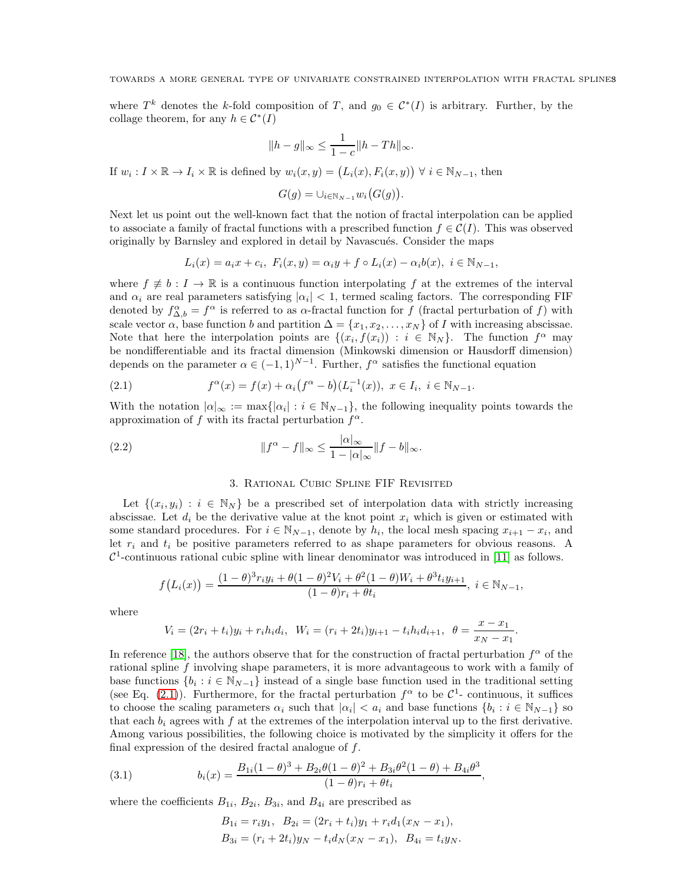where $T^k$ denotes the $k$-fold composition of $T$, and $g_0 \in \mathcal{C}^*(I)$ is arbitrary. Further, by the collage theorem, for any $h \in \mathcal{C}^*(I)$

$$\|h - g\|_\infty \leq \frac{1}{1-c}\|h - Th\|_\infty.$$

If $w_i : I \times \mathbb{R} \to I_i \times \mathbb{R}$ is defined by $w_i(x,y) = \big(L_i(x), F_i(x,y)\big)\ \forall\ i \in \mathbb{N}_{N-1}$, then

$$G(g) = \cup_{i \in \mathbb{N}_{N-1}} w_i\big(G(g)\big).$$

Next let us point out the well-known fact that the notion of fractal interpolation can be applied to associate a family of fractal functions with a prescribed function $f \in \mathcal{C}(I)$. This was observed originally by Barnsley and explored in detail by Navascués. Consider the maps

$$L_i(x) = a_i x + c_i,\ F_i(x,y) = \alpha_i y + f \circ L_i(x) - \alpha_i b(x),\ i \in \mathbb{N}_{N-1},$$

where $f \not\equiv b : I \to \mathbb{R}$ is a continuous function interpolating $f$ at the extremes of the interval and $\alpha_i$ are real parameters satisfying $|\alpha_i| < 1$, termed scaling factors. The corresponding FIF denoted by $f^\alpha_{\Delta,b} = f^\alpha$ is referred to as $\alpha$-fractal function for $f$ (fractal perturbation of $f$) with scale vector $\alpha$, base function $b$ and partition $\Delta = \{x_1, x_2, \dots, x_N\}$ of $I$ with increasing abscissae. Note that here the interpolation points are $\{(x_i, f(x_i)) : i \in \mathbb{N}_N\}$. The function $f^\alpha$ may be nondifferentiable and its fractal dimension (Minkowski dimension or Hausdorff dimension) depends on the parameter $\alpha \in (-1,1)^{N-1}$. Further, $f^\alpha$ satisfies the functional equation

$$f^\alpha(x) = f(x) + \alpha_i\big(f^\alpha - b\big)\big(L_i^{-1}(x)\big),\ x \in I_i,\ i \in \mathbb{N}_{N-1}. \tag{2.1}$$

With the notation $|\alpha|_\infty := \max\{|\alpha_i| : i \in \mathbb{N}_{N-1}\}$, the following inequality points towards the approximation of $f$ with its fractal perturbation $f^\alpha$.

$$\|f^\alpha - f\|_\infty \leq \frac{|\alpha|_\infty}{1 - |\alpha|_\infty}\|f - b\|_\infty. \tag{2.2}$$

## 3. Rational Cubic Spline FIF Revisited

Let $\{(x_i, y_i) : i \in \mathbb{N}_N\}$ be a prescribed set of interpolation data with strictly increasing abscissae. Let $d_i$ be the derivative value at the knot point $x_i$ which is given or estimated with some standard procedures. For $i \in \mathbb{N}_{N-1}$, denote by $h_i$, the local mesh spacing $x_{i+1} - x_i$, and let $r_i$ and $t_i$ be positive parameters referred to as shape parameters for obvious reasons. A $\mathcal{C}^1$-continuous rational cubic spline with linear denominator was introduced in [11] as follows.

$$f\big(L_i(x)\big) = \frac{(1-\theta)^3 r_i y_i + \theta(1-\theta)^2 V_i + \theta^2(1-\theta)W_i + \theta^3 t_i y_{i+1}}{(1-\theta)r_i + \theta t_i},\ i \in \mathbb{N}_{N-1},$$

where

$$V_i = (2r_i + t_i)y_i + r_i h_i d_i,\ \ W_i = (r_i + 2t_i)y_{i+1} - t_i h_i d_{i+1},\ \ \theta = \frac{x - x_1}{x_N - x_1}.$$

In reference [18], the authors observe that for the construction of fractal perturbation $f^\alpha$ of the rational spline $f$ involving shape parameters, it is more advantageous to work with a family of base functions $\{b_i : i \in \mathbb{N}_{N-1}\}$ instead of a single base function used in the traditional setting (see Eq. (2.1)). Furthermore, for the fractal perturbation $f^\alpha$ to be $\mathcal{C}^1$- continuous, it suffices to choose the scaling parameters $\alpha_i$ such that $|\alpha_i| < a_i$ and base functions $\{b_i : i \in \mathbb{N}_{N-1}\}$ so that each $b_i$ agrees with $f$ at the extremes of the interpolation interval up to the first derivative. Among various possibilities, the following choice is motivated by the simplicity it offers for the final expression of the desired fractal analogue of $f$.

$$b_i(x) = \frac{B_{1i}(1-\theta)^3 + B_{2i}\theta(1-\theta)^2 + B_{3i}\theta^2(1-\theta) + B_{4i}\theta^3}{(1-\theta)r_i + \theta t_i}, \tag{3.1}$$

where the coefficients $B_{1i}$, $B_{2i}$, $B_{3i}$, and $B_{4i}$ are prescribed as

$$B_{1i} = r_i y_1,\ \ B_{2i} = (2r_i + t_i)y_1 + r_i d_1(x_N - x_1),$$
$$B_{3i} = (r_i + 2t_i)y_N - t_i d_N(x_N - x_1),\ \ B_{4i} = t_i y_N.$$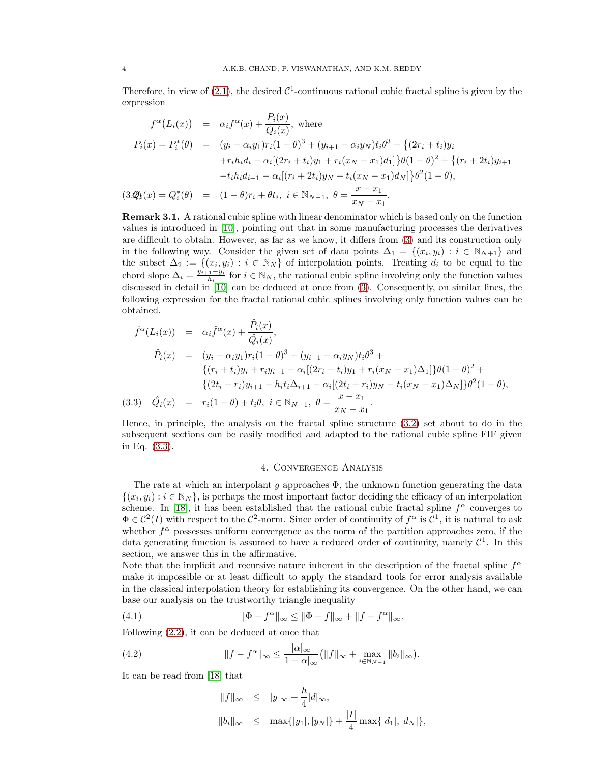Therefore, in view of (2.1), the desired $\mathcal{C}^1$-continuous rational cubic fractal spline is given by the expression

$$
\begin{aligned}
f^\alpha\big(L_i(x)\big) &= \alpha_i f^\alpha(x) + \frac{P_i(x)}{Q_i(x)}, \text{ where} \\
P_i(x) = P_i^*(\theta) &= (y_i - \alpha_i y_1) r_i (1-\theta)^3 + (y_{i+1} - \alpha_i y_N) t_i \theta^3 + \big\{(2r_i + t_i) y_i \\
&\quad + r_i h_i d_i - \alpha_i[(2r_i + t_i) y_1 + r_i (x_N - x_1) d_1]\big\}\theta(1-\theta)^2 + \big\{(r_i + 2t_i) y_{i+1} \\
&\quad - t_i h_i d_{i+1} - \alpha_i[(r_i + 2t_i) y_N - t_i (x_N - x_1) d_N]\big\}\theta^2(1-\theta), \\
Q_i(x) = Q_i^*(\theta) &= (1-\theta) r_i + \theta t_i, \; i \in \mathbb{N}_{N-1}, \; \theta = \frac{x - x_1}{x_N - x_1}.
\end{aligned} \tag{3.2}
$$

**Remark 3.1.** A rational cubic spline with linear denominator which is based only on the function values is introduced in [10], pointing out that in some manufacturing processes the derivatives are difficult to obtain. However, as far as we know, it differs from (3) and its construction only in the following way. Consider the given set of data points $\Delta_1 = \{(x_i, y_i) : i \in \mathbb{N}_{N+1}\}$ and the subset $\Delta_2 := \{(x_i, y_i) : i \in \mathbb{N}_N\}$ of interpolation points. Treating $d_i$ to be equal to the chord slope $\Delta_i = \frac{y_{i+1} - y_i}{h_i}$ for $i \in \mathbb{N}_N$, the rational cubic spline involving only the function values discussed in detail in [10] can be deduced at once from (3). Consequently, on similar lines, the following expression for the fractal rational cubic splines involving only function values can be obtained.

$$
\begin{aligned}
\hat{f}^\alpha(L_i(x)) &= \alpha_i \hat{f}^\alpha(x) + \frac{\hat{P}_i(x)}{\hat{Q}_i(x)}, \\
\hat{P}_i(x) &= (y_i - \alpha_i y_1) r_i (1-\theta)^3 + (y_{i+1} - \alpha_i y_N) t_i \theta^3 + \\
&\quad \{(r_i + t_i) y_i + r_i y_{i+1} - \alpha_i[(2r_i + t_i) y_1 + r_i (x_N - x_1)\Delta_1]\}\theta(1-\theta)^2 + \\
&\quad \{(2t_i + r_i) y_{i+1} - h_i t_i \Delta_{i+1} - \alpha_i[(2t_i + r_i) y_N - t_i (x_N - x_1)\Delta_N]\}\theta^2(1-\theta), \\
\hat{Q}_i(x) &= r_i(1-\theta) + t_i\theta, \; i \in \mathbb{N}_{N-1}, \; \theta = \frac{x - x_1}{x_N - x_1}.
\end{aligned} \tag{3.3}
$$

Hence, in principle, the analysis on the fractal spline structure (3.2) set about to do in the subsequent sections can be easily modified and adapted to the rational cubic spline FIF given in Eq. (3.3).

## 4. Convergence Analysis

The rate at which an interpolant $g$ approaches $\Phi$, the unknown function generating the data $\{(x_i, y_i) : i \in \mathbb{N}_N\}$, is perhaps the most important factor deciding the efficacy of an interpolation scheme. In [18], it has been established that the rational cubic fractal spline $f^\alpha$ converges to $\Phi \in \mathcal{C}^2(I)$ with respect to the $\mathcal{C}^2$-norm. Since order of continuity of $f^\alpha$ is $\mathcal{C}^1$, it is natural to ask whether $f^\alpha$ possesses uniform convergence as the norm of the partition approaches zero, if the data generating function is assumed to have a reduced order of continuity, namely $\mathcal{C}^1$. In this section, we answer this in the affirmative.

Note that the implicit and recursive nature inherent in the description of the fractal spline $f^\alpha$ make it impossible or at least difficult to apply the standard tools for error analysis available in the classical interpolation theory for establishing its convergence. On the other hand, we can base our analysis on the trustworthy triangle inequality

$$
\|\Phi - f^\alpha\|_\infty \le \|\Phi - f\|_\infty + \|f - f^\alpha\|_\infty. \tag{4.1}
$$

Following (2.2), it can be deduced at once that

$$
\|f - f^\alpha\|_\infty \le \frac{|\alpha|_\infty}{1 - \alpha|_\infty}\big(\|f\|_\infty + \max_{i \in \mathbb{N}_{N-1}} \|b_i\|_\infty\big). \tag{4.2}
$$

It can be read from [18] that

$$
\begin{aligned}
\|f\|_\infty &\le |y|_\infty + \frac{h}{4}|d|_\infty, \\
\|b_i\|_\infty &\le \max\{|y_1|, |y_N|\} + \frac{|I|}{4}\max\{|d_1|, |d_N|\},
\end{aligned}
$$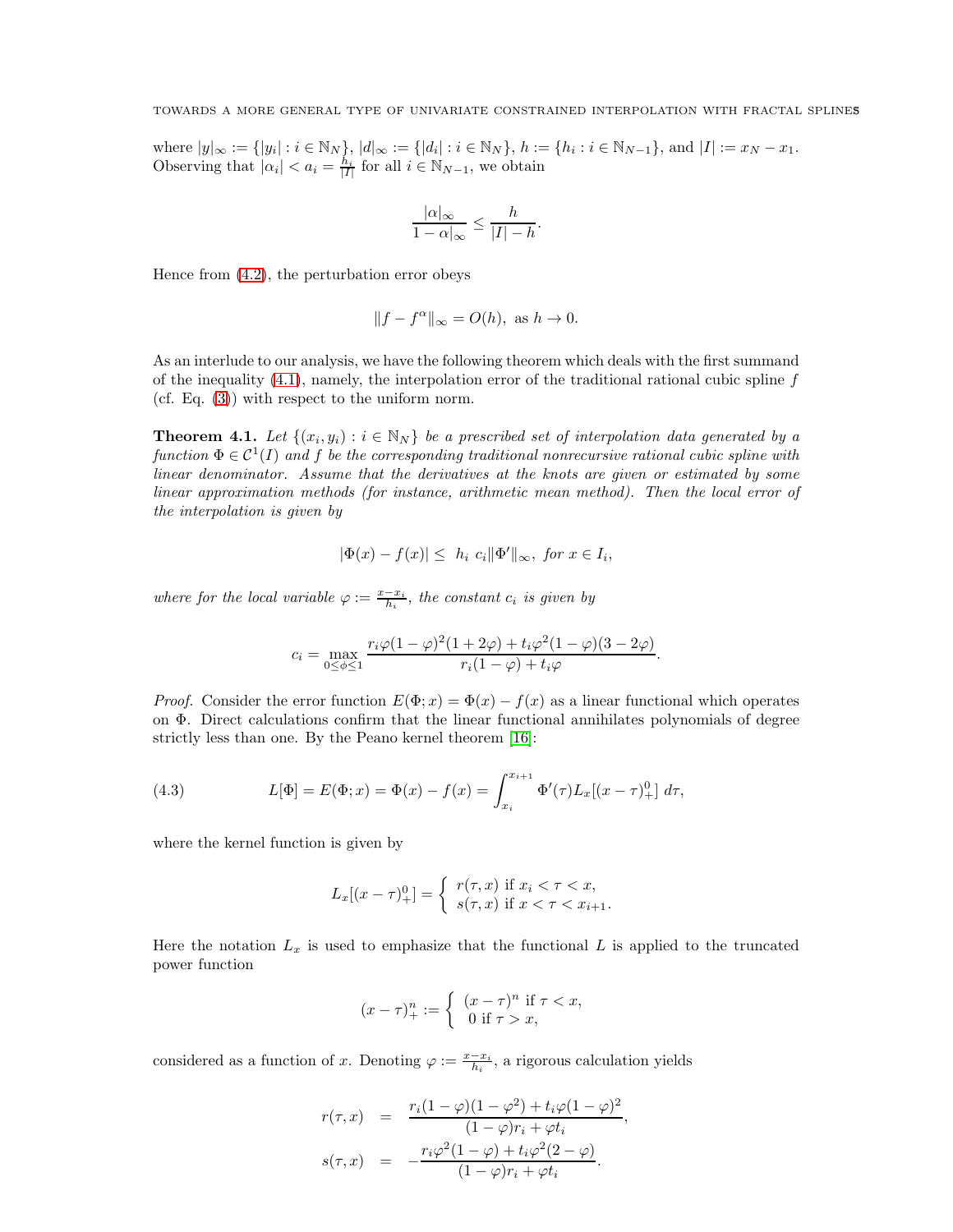where $|y|_\infty := \{|y_i| : i \in \mathbb{N}_N\}$, $|d|_\infty := \{|d_i| : i \in \mathbb{N}_N\}$, $h := \{h_i : i \in \mathbb{N}_{N-1}\}$, and $|I| := x_N - x_1$. Observing that $|\alpha_i| < a_i = \frac{h_i}{|I|}$ for all $i \in \mathbb{N}_{N-1}$, we obtain

$$\frac{|\alpha|_\infty}{1 - \alpha|_\infty} \leq \frac{h}{|I| - h}.$$

Hence from (4.2), the perturbation error obeys

$$\|f - f^\alpha\|_\infty = O(h), \text{ as } h \to 0.$$

As an interlude to our analysis, we have the following theorem which deals with the first summand of the inequality (4.1), namely, the interpolation error of the traditional rational cubic spline $f$ (cf. Eq. (3)) with respect to the uniform norm.

**Theorem 4.1.** *Let $\{(x_i, y_i) : i \in \mathbb{N}_N\}$ be a prescribed set of interpolation data generated by a function $\Phi \in \mathcal{C}^1(I)$ and $f$ be the corresponding traditional nonrecursive rational cubic spline with linear denominator. Assume that the derivatives at the knots are given or estimated by some linear approximation methods (for instance, arithmetic mean method). Then the local error of the interpolation is given by*

$$|\Phi(x) - f(x)| \leq \ h_i \ c_i \|\Phi'\|_\infty, \ \text{for } x \in I_i,$$

*where for the local variable $\varphi := \frac{x - x_i}{h_i}$, the constant $c_i$ is given by*

$$c_i = \max_{0 \leq \phi \leq 1} \frac{r_i \varphi (1-\varphi)^2 (1 + 2\varphi) + t_i \varphi^2 (1 - \varphi)(3 - 2\varphi)}{r_i(1-\varphi) + t_i \varphi}.$$

*Proof.* Consider the error function $E(\Phi; x) = \Phi(x) - f(x)$ as a linear functional which operates on $\Phi$. Direct calculations confirm that the linear functional annihilates polynomials of degree strictly less than one. By the Peano kernel theorem [16]:

$$L[\Phi] = E(\Phi; x) = \Phi(x) - f(x) = \int_{x_i}^{x_{i+1}} \Phi'(\tau) L_x[(x-\tau)_+^0] \ d\tau, \tag{4.3}$$

where the kernel function is given by

$$L_x[(x-\tau)_+^0] = \begin{cases} r(\tau, x) \text{ if } x_i < \tau < x, \\ s(\tau, x) \text{ if } x < \tau < x_{i+1}. \end{cases}$$

Here the notation $L_x$ is used to emphasize that the functional $L$ is applied to the truncated power function

$$(x - \tau)_+^n := \begin{cases} (x-\tau)^n \text{ if } \tau < x, \\ 0 \text{ if } \tau > x, \end{cases}$$

considered as a function of $x$. Denoting $\varphi := \frac{x - x_i}{h_i}$, a rigorous calculation yields

$$\begin{aligned} r(\tau, x) &= \frac{r_i(1-\varphi)(1-\varphi^2) + t_i \varphi (1-\varphi)^2}{(1-\varphi) r_i + \varphi t_i}, \\ s(\tau, x) &= -\frac{r_i \varphi^2 (1-\varphi) + t_i \varphi^2 (2 - \varphi)}{(1-\varphi) r_i + \varphi t_i}. \end{aligned}$$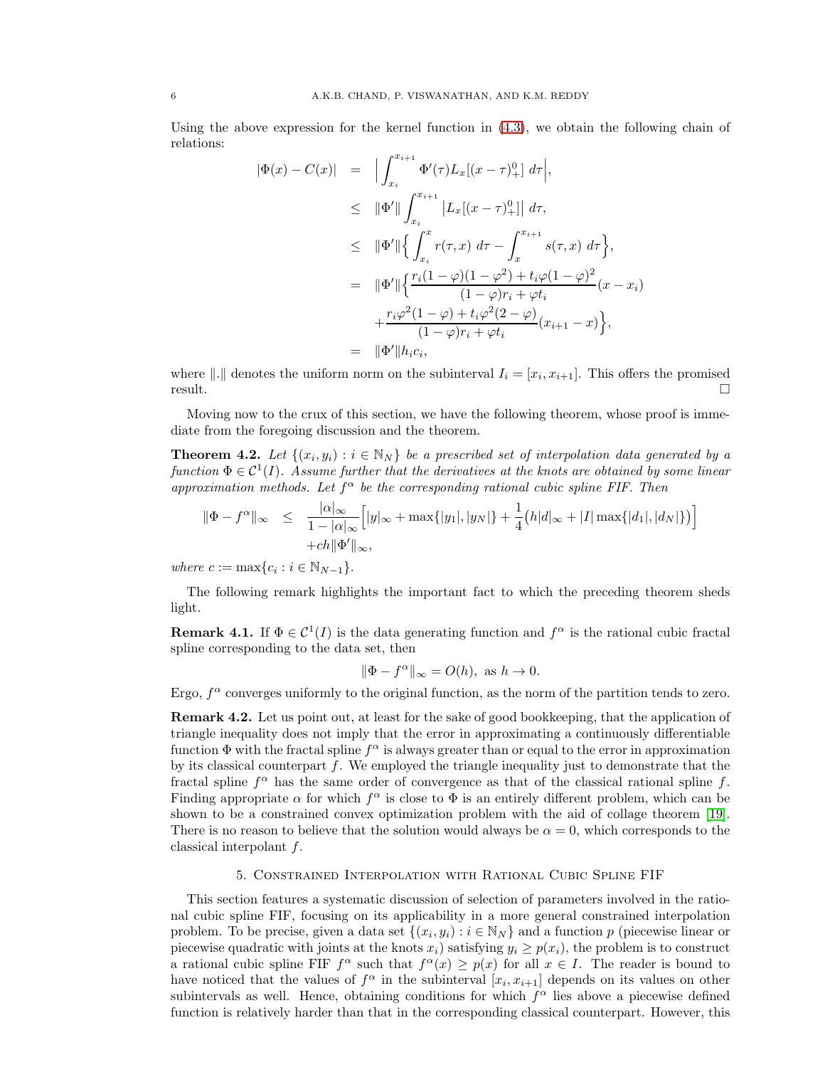Using the above expression for the kernel function in (4.3), we obtain the following chain of relations:

$$
\begin{aligned}
|\Phi(x) - C(x)| &= \Big| \int_{x_i}^{x_{i+1}} \Phi'(\tau) L_x[(x-\tau)_+^0] \, d\tau \Big|, \\
&\leq \|\Phi'\| \int_{x_i}^{x_{i+1}} \big| L_x[(x-\tau)_+^0] \big| \, d\tau, \\
&\leq \|\Phi'\| \Big\{ \int_{x_i}^{x} r(\tau, x) \, d\tau - \int_{x}^{x_{i+1}} s(\tau, x) \, d\tau \Big\}, \\
&= \|\Phi'\| \Big\{ \frac{r_i(1-\varphi)(1-\varphi^2) + t_i \varphi (1-\varphi)^2}{(1-\varphi) r_i + \varphi t_i} (x - x_i) \\
&\quad + \frac{r_i \varphi^2 (1-\varphi) + t_i \varphi^2 (2-\varphi)}{(1-\varphi) r_i + \varphi t_i} (x_{i+1} - x) \Big\}, \\
&= \|\Phi'\| h_i c_i,
\end{aligned}
$$

where $\|.\|$ denotes the uniform norm on the subinterval $I_i = [x_i, x_{i+1}]$. This offers the promised result. $\square$

Moving now to the crux of this section, we have the following theorem, whose proof is immediate from the foregoing discussion and the theorem.

**Theorem 4.2.** *Let $\{(x_i, y_i) : i \in \mathbb{N}_N\}$ be a prescribed set of interpolation data generated by a function $\Phi \in \mathcal{C}^1(I)$. Assume further that the derivatives at the knots are obtained by some linear approximation methods. Let $f^\alpha$ be the corresponding rational cubic spline FIF. Then*

$$
\begin{aligned}
\|\Phi - f^\alpha\|_\infty &\leq \frac{|\alpha|_\infty}{1 - |\alpha|_\infty} \Big[ |y|_\infty + \max\{|y_1|, |y_N|\} + \frac{1}{4} \big( h|d|_\infty + |I| \max\{|d_1|, |d_N|\} \big) \Big] \\
&\quad + ch \|\Phi'\|_\infty,
\end{aligned}
$$

*where $c := \max\{c_i : i \in \mathbb{N}_{N-1}\}$.*

The following remark highlights the important fact to which the preceding theorem sheds light.

**Remark 4.1.** If $\Phi \in \mathcal{C}^1(I)$ is the data generating function and $f^\alpha$ is the rational cubic fractal spline corresponding to the data set, then

$$
\|\Phi - f^\alpha\|_\infty = O(h), \text{ as } h \to 0.
$$

Ergo, $f^\alpha$ converges uniformly to the original function, as the norm of the partition tends to zero.

**Remark 4.2.** Let us point out, at least for the sake of good bookkeeping, that the application of triangle inequality does not imply that the error in approximating a continuously differentiable function $\Phi$ with the fractal spline $f^\alpha$ is always greater than or equal to the error in approximation by its classical counterpart $f$. We employed the triangle inequality just to demonstrate that the fractal spline $f^\alpha$ has the same order of convergence as that of the classical rational spline $f$. Finding appropriate $\alpha$ for which $f^\alpha$ is close to $\Phi$ is an entirely different problem, which can be shown to be a constrained convex optimization problem with the aid of collage theorem [19]. There is no reason to believe that the solution would always be $\alpha = 0$, which corresponds to the classical interpolant $f$.

## 5. Constrained Interpolation with Rational Cubic Spline FIF

This section features a systematic discussion of selection of parameters involved in the rational cubic spline FIF, focusing on its applicability in a more general constrained interpolation problem. To be precise, given a data set $\{(x_i, y_i) : i \in \mathbb{N}_N\}$ and a function $p$ (piecewise linear or piecewise quadratic with joints at the knots $x_i$) satisfying $y_i \geq p(x_i)$, the problem is to construct a rational cubic spline FIF $f^\alpha$ such that $f^\alpha(x) \geq p(x)$ for all $x \in I$. The reader is bound to have noticed that the values of $f^\alpha$ in the subinterval $[x_i, x_{i+1}]$ depends on its values on other subintervals as well. Hence, obtaining conditions for which $f^\alpha$ lies above a piecewise defined function is relatively harder than that in the corresponding classical counterpart. However, this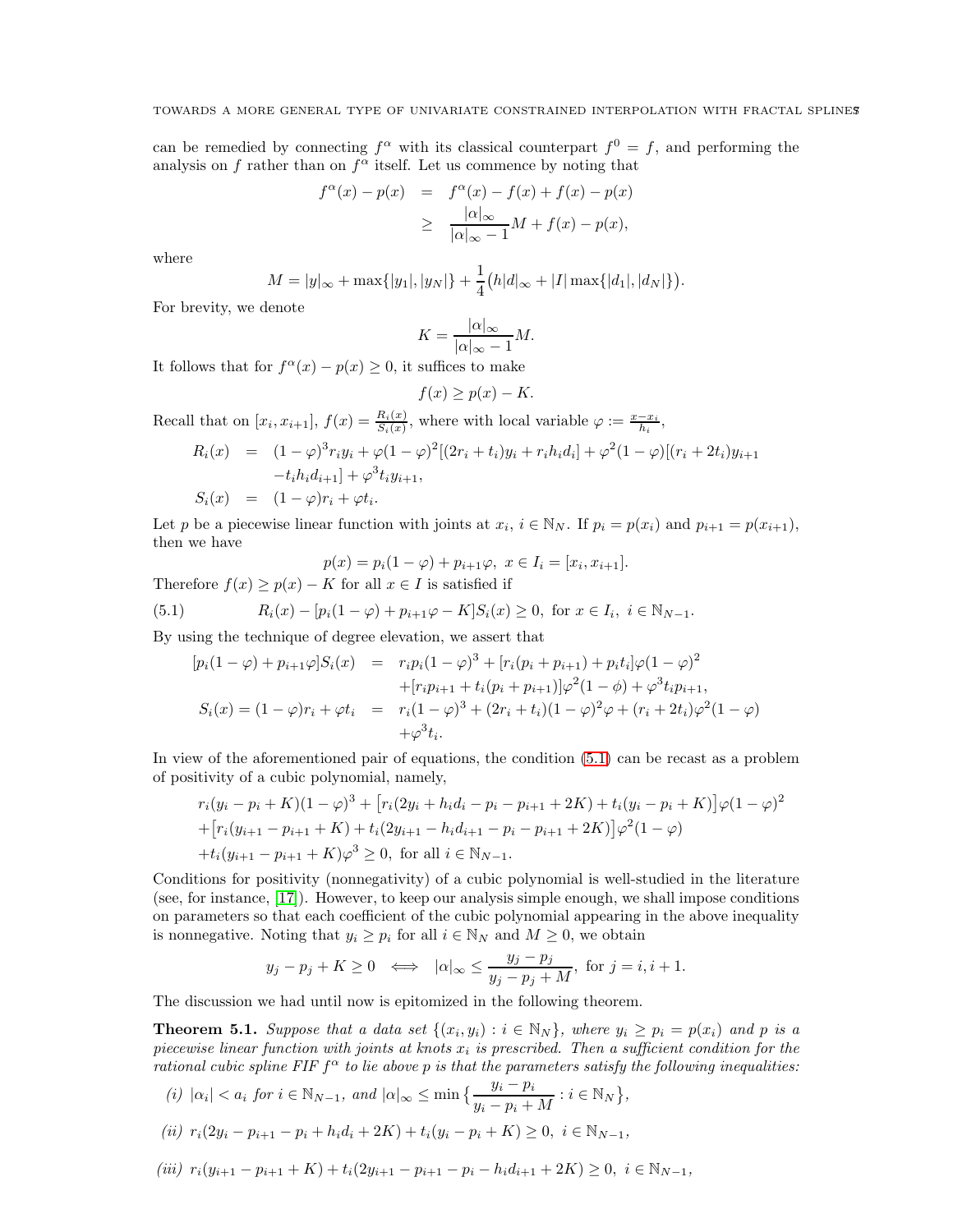can be remedied by connecting $f^\alpha$ with its classical counterpart $f^0 = f$, and performing the analysis on $f$ rather than on $f^\alpha$ itself. Let us commence by noting that

$$
\begin{aligned}
f^\alpha(x) - p(x) &= f^\alpha(x) - f(x) + f(x) - p(x) \\
&\geq \frac{|\alpha|_\infty}{|\alpha|_\infty - 1} M + f(x) - p(x),
\end{aligned}
$$

where

$$M = |y|_\infty + \max\{|y_1|, |y_N|\} + \frac{1}{4}\big(h|d|_\infty + |I| \max\{|d_1|, |d_N|\}\big).$$

For brevity, we denote

$$K = \frac{|\alpha|_\infty}{|\alpha|_\infty - 1} M.$$

It follows that for $f^\alpha(x) - p(x) \geq 0$, it suffices to make

$$f(x) \geq p(x) - K.$$

Recall that on $[x_i, x_{i+1}]$, $f(x) = \frac{R_i(x)}{S_i(x)}$, where with local variable $\varphi := \frac{x - x_i}{h_i}$,

$$
\begin{aligned}
R_i(x) &= (1-\varphi)^3 r_i y_i + \varphi(1-\varphi)^2[(2r_i + t_i)y_i + r_i h_i d_i] + \varphi^2(1-\varphi)[(r_i + 2t_i)y_{i+1} \\
&\quad - t_i h_i d_{i+1}] + \varphi^3 t_i y_{i+1}, \\
S_i(x) &= (1-\varphi)r_i + \varphi t_i.
\end{aligned}
$$

Let $p$ be a piecewise linear function with joints at $x_i$, $i \in \mathbb{N}_N$. If $p_i = p(x_i)$ and $p_{i+1} = p(x_{i+1})$, then we have

$$p(x) = p_i(1-\varphi) + p_{i+1}\varphi, \ x \in I_i = [x_i, x_{i+1}].$$

Therefore $f(x) \geq p(x) - K$ for all $x \in I$ is satisfied if

$$R_i(x) - [p_i(1-\varphi) + p_{i+1}\varphi - K]S_i(x) \geq 0, \text{ for } x \in I_i, \ i \in \mathbb{N}_{N-1}. \tag{5.1}$$

By using the technique of degree elevation, we assert that

$$
\begin{aligned}
[p_i(1-\varphi) + p_{i+1}\varphi]S_i(x) &= r_i p_i (1-\varphi)^3 + [r_i(p_i + p_{i+1}) + p_i t_i]\varphi(1-\varphi)^2 \\
&\quad + [r_i p_{i+1} + t_i(p_i + p_{i+1})]\varphi^2(1-\phi) + \varphi^3 t_i p_{i+1}, \\
S_i(x) = (1-\varphi)r_i + \varphi t_i &= r_i(1-\varphi)^3 + (2r_i + t_i)(1-\varphi)^2\varphi + (r_i + 2t_i)\varphi^2(1-\varphi) \\
&\quad + \varphi^3 t_i.
\end{aligned}
$$

In view of the aforementioned pair of equations, the condition (5.1) can be recast as a problem of positivity of a cubic polynomial, namely,

$$
\begin{aligned}
& r_i(y_i - p_i + K)(1-\varphi)^3 + \big[r_i(2y_i + h_i d_i - p_i - p_{i+1} + 2K) + t_i(y_i - p_i + K)\big]\varphi(1-\varphi)^2 \\
& + \big[r_i(y_{i+1} - p_{i+1} + K) + t_i(2y_{i+1} - h_i d_{i+1} - p_i - p_{i+1} + 2K)\big]\varphi^2(1-\varphi) \\
& + t_i(y_{i+1} - p_{i+1} + K)\varphi^3 \geq 0, \text{ for all } i \in \mathbb{N}_{N-1}.
\end{aligned}
$$

Conditions for positivity (nonnegativity) of a cubic polynomial is well-studied in the literature (see, for instance, [17]). However, to keep our analysis simple enough, we shall impose conditions on parameters so that each coefficient of the cubic polynomial appearing in the above inequality is nonnegative. Noting that $y_i \geq p_i$ for all $i \in \mathbb{N}_N$ and $M \geq 0$, we obtain

$$y_j - p_j + K \geq 0 \iff |\alpha|_\infty \leq \frac{y_j - p_j}{y_j - p_j + M}, \text{ for } j = i, i+1.$$

The discussion we had until now is epitomized in the following theorem.

**Theorem 5.1.** *Suppose that a data set $\{(x_i, y_i) : i \in \mathbb{N}_N\}$, where $y_i \geq p_i = p(x_i)$ and $p$ is a piecewise linear function with joints at knots $x_i$ is prescribed. Then a sufficient condition for the rational cubic spline FIF $f^\alpha$ to lie above $p$ is that the parameters satisfy the following inequalities:*

*(i)* $|\alpha_i| < a_i$ *for* $i \in \mathbb{N}_{N-1}$, *and* $|\alpha|_\infty \leq \min\big\{\frac{y_i - p_i}{y_i - p_i + M} : i \in \mathbb{N}_N\big\}$,

*(ii)* $r_i(2y_i - p_{i+1} - p_i + h_i d_i + 2K) + t_i(y_i - p_i + K) \geq 0, \ i \in \mathbb{N}_{N-1}$,

*(iii)* $r_i(y_{i+1} - p_{i+1} + K) + t_i(2y_{i+1} - p_{i+1} - p_i - h_i d_{i+1} + 2K) \geq 0, \ i \in \mathbb{N}_{N-1}$,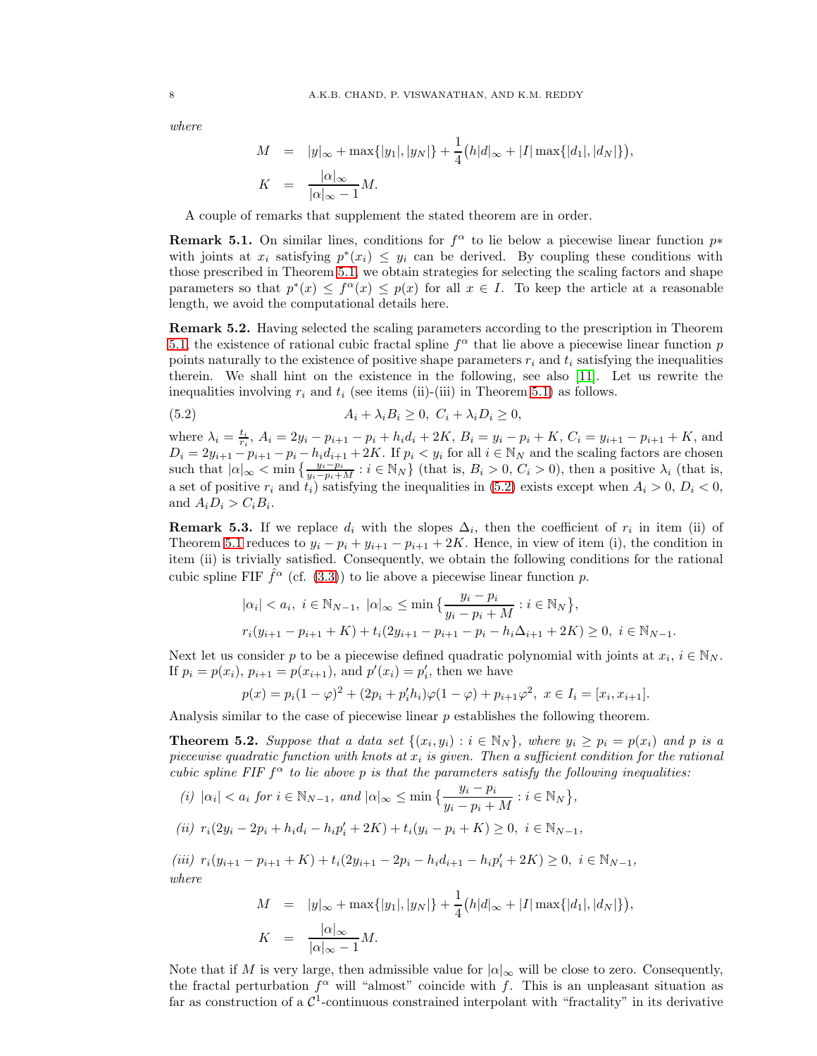*where*

$$
\begin{aligned}
M &= |y|_\infty + \max\{|y_1|, |y_N|\} + \frac{1}{4}\big(h|d|_\infty + |I| \max\{|d_1|, |d_N|\}\big),\\
K &= \frac{|\alpha|_\infty}{|\alpha|_\infty - 1} M.
\end{aligned}
$$

A couple of remarks that supplement the stated theorem are in order.

**Remark 5.1.** On similar lines, conditions for $f^\alpha$ to lie below a piecewise linear function $p*$ with joints at $x_i$ satisfying $p^*(x_i) \le y_i$ can be derived. By coupling these conditions with those prescribed in Theorem 5.1, we obtain strategies for selecting the scaling factors and shape parameters so that $p^*(x) \le f^\alpha(x) \le p(x)$ for all $x \in I$. To keep the article at a reasonable length, we avoid the computational details here.

**Remark 5.2.** Having selected the scaling parameters according to the prescription in Theorem 5.1, the existence of rational cubic fractal spline $f^\alpha$ that lie above a piecewise linear function $p$ points naturally to the existence of positive shape parameters $r_i$ and $t_i$ satisfying the inequalities therein. We shall hint on the existence in the following, see also [11]. Let us rewrite the inequalities involving $r_i$ and $t_i$ (see items (ii)-(iii) in Theorem 5.1) as follows.

$$
A_i + \lambda_i B_i \ge 0, \; C_i + \lambda_i D_i \ge 0, \tag{5.2}
$$

where $\lambda_i = \frac{t_i}{r_i}$, $A_i = 2y_i - p_{i+1} - p_i + h_i d_i + 2K$, $B_i = y_i - p_i + K$, $C_i = y_{i+1} - p_{i+1} + K$, and $D_i = 2y_{i+1} - p_{i+1} - p_i - h_i d_{i+1} + 2K$. If $p_i < y_i$ for all $i \in \mathbb{N}_N$ and the scaling factors are chosen such that $|\alpha|_\infty < \min\big\{\frac{y_i - p_i}{y_i - p_i + M} : i \in \mathbb{N}_N\big\}$ (that is, $B_i > 0$, $C_i > 0$), then a positive $\lambda_i$ (that is, a set of positive $r_i$ and $t_i$) satisfying the inequalities in (5.2) exists except when $A_i > 0$, $D_i < 0$, and $A_i D_i > C_i B_i$.

**Remark 5.3.** If we replace $d_i$ with the slopes $\Delta_i$, then the coefficient of $r_i$ in item (ii) of Theorem 5.1 reduces to $y_i - p_i + y_{i+1} - p_{i+1} + 2K$. Hence, in view of item (i), the condition in item (ii) is trivially satisfied. Consequently, we obtain the following conditions for the rational cubic spline FIF $\hat{f}^\alpha$ (cf. (3.3)) to lie above a piecewise linear function $p$.

$$
\begin{aligned}
&|\alpha_i| < a_i, \; i \in \mathbb{N}_{N-1}, \; |\alpha|_\infty \le \min\big\{\frac{y_i - p_i}{y_i - p_i + M} : i \in \mathbb{N}_N\big\},\\
&r_i(y_{i+1} - p_{i+1} + K) + t_i(2y_{i+1} - p_{i+1} - p_i - h_i \Delta_{i+1} + 2K) \ge 0, \; i \in \mathbb{N}_{N-1}.
\end{aligned}
$$

Next let us consider $p$ to be a piecewise defined quadratic polynomial with joints at $x_i$, $i \in \mathbb{N}_N$. If $p_i = p(x_i)$, $p_{i+1} = p(x_{i+1})$, and $p'(x_i) = p'_i$, then we have

$$
p(x) = p_i(1-\varphi)^2 + (2p_i + p'_i h_i)\varphi(1-\varphi) + p_{i+1}\varphi^2, \; x \in I_i = [x_i, x_{i+1}].
$$

Analysis similar to the case of piecewise linear $p$ establishes the following theorem.

**Theorem 5.2.** *Suppose that a data set $\{(x_i, y_i) : i \in \mathbb{N}_N\}$, where $y_i \ge p_i = p(x_i)$ and $p$ is a piecewise quadratic function with knots at $x_i$ is given. Then a sufficient condition for the rational cubic spline FIF $f^\alpha$ to lie above $p$ is that the parameters satisfy the following inequalities:*

*(i)* $|\alpha_i| < a_i$ *for* $i \in \mathbb{N}_{N-1}$, *and* $|\alpha|_\infty \le \min\big\{\frac{y_i - p_i}{y_i - p_i + M} : i \in \mathbb{N}_N\big\}$,

*(ii)* $r_i(2y_i - 2p_i + h_i d_i - h_i p'_i + 2K) + t_i(y_i - p_i + K) \ge 0, \; i \in \mathbb{N}_{N-1}$,

*(iii)* $r_i(y_{i+1} - p_{i+1} + K) + t_i(2y_{i+1} - 2p_i - h_i d_{i+1} - h_i p'_i + 2K) \ge 0, \; i \in \mathbb{N}_{N-1}$,

*where*

$$
\begin{aligned}
M &= |y|_\infty + \max\{|y_1|, |y_N|\} + \frac{1}{4}\big(h|d|_\infty + |I| \max\{|d_1|, |d_N|\}\big),\\
K &= \frac{|\alpha|_\infty}{|\alpha|_\infty - 1} M.
\end{aligned}
$$

Note that if $M$ is very large, then admissible value for $|\alpha|_\infty$ will be close to zero. Consequently, the fractal perturbation $f^\alpha$ will "almost" coincide with $f$. This is an unpleasant situation as far as construction of a $\mathcal{C}^1$-continuous constrained interpolant with "fractality" in its derivative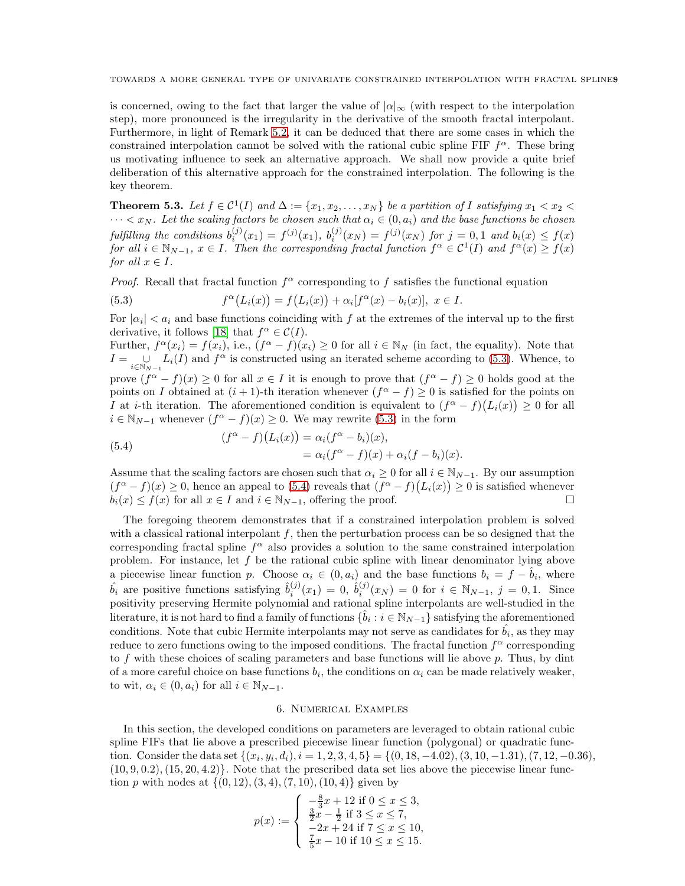is concerned, owing to the fact that larger the value of $|\alpha|_\infty$ (with respect to the interpolation step), more pronounced is the irregularity in the derivative of the smooth fractal interpolant. Furthermore, in light of Remark 5.2, it can be deduced that there are some cases in which the constrained interpolation cannot be solved with the rational cubic spline FIF $f^\alpha$. These bring us motivating influence to seek an alternative approach. We shall now provide a quite brief deliberation of this alternative approach for the constrained interpolation. The following is the key theorem.

**Theorem 5.3.** *Let $f \in \mathcal{C}^1(I)$ and $\Delta := \{x_1, x_2, \dots, x_N\}$ be a partition of $I$ satisfying $x_1 < x_2 < \dots < x_N$. Let the scaling factors be chosen such that $\alpha_i \in (0, a_i)$ and the base functions be chosen fulfilling the conditions $b_i^{(j)}(x_1) = f^{(j)}(x_1)$, $b_i^{(j)}(x_N) = f^{(j)}(x_N)$ for $j = 0, 1$ and $b_i(x) \leq f(x)$ for all $i \in \mathbb{N}_{N-1}$, $x \in I$. Then the corresponding fractal function $f^\alpha \in \mathcal{C}^1(I)$ and $f^\alpha(x) \geq f(x)$ for all $x \in I$.*

*Proof.* Recall that fractal function $f^\alpha$ corresponding to $f$ satisfies the functional equation

$$f^\alpha\big(L_i(x)\big) = f\big(L_i(x)\big) + \alpha_i[f^\alpha(x) - b_i(x)], \ x \in I. \tag{5.3}$$

For $|\alpha_i| < a_i$ and base functions coinciding with $f$ at the extremes of the interval up to the first derivative, it follows [18] that $f^\alpha \in \mathcal{C}(I)$.
Further, $f^\alpha(x_i) = f(x_i)$, i.e., $(f^\alpha - f)(x_i) \geq 0$ for all $i \in \mathbb{N}_N$ (in fact, the equality). Note that $I = \underset{i \in \mathbb{N}_{N-1}}{\cup} L_i(I)$ and $f^\alpha$ is constructed using an iterated scheme according to (5.3). Whence, to prove $(f^\alpha - f)(x) \geq 0$ for all $x \in I$ it is enough to prove that $(f^\alpha - f) \geq 0$ holds good at the points on $I$ obtained at $(i+1)$-th iteration whenever $(f^\alpha - f) \geq 0$ is satisfied for the points on $I$ at $i$-th iteration. The aforementioned condition is equivalent to $(f^\alpha - f)\big(L_i(x)\big) \geq 0$ for all $i \in \mathbb{N}_{N-1}$ whenever $(f^\alpha - f)(x) \geq 0$. We may rewrite (5.3) in the form

$$\begin{aligned}(f^\alpha - f)\big(L_i(x)\big) &= \alpha_i(f^\alpha - b_i)(x), \\ &= \alpha_i(f^\alpha - f)(x) + \alpha_i(f - b_i)(x).\end{aligned} \tag{5.4}$$

Assume that the scaling factors are chosen such that $\alpha_i \geq 0$ for all $i \in \mathbb{N}_{N-1}$. By our assumption $(f^\alpha - f)(x) \geq 0$, hence an appeal to (5.4) reveals that $(f^\alpha - f)\big(L_i(x)\big) \geq 0$ is satisfied whenever $b_i(x) \leq f(x)$ for all $x \in I$ and $i \in \mathbb{N}_{N-1}$, offering the proof. □

The foregoing theorem demonstrates that if a constrained interpolation problem is solved with a classical rational interpolant $f$, then the perturbation process can be so designed that the corresponding fractal spline $f^\alpha$ also provides a solution to the same constrained interpolation problem. For instance, let $f$ be the rational cubic spline with linear denominator lying above a piecewise linear function $p$. Choose $\alpha_i \in (0, a_i)$ and the base functions $b_i = f - \hat{b}_i$, where $\hat{b}_i$ are positive functions satisfying $\hat{b}_i^{(j)}(x_1) = 0$, $\hat{b}_i^{(j)}(x_N) = 0$ for $i \in \mathbb{N}_{N-1}$, $j = 0, 1$. Since positivity preserving Hermite polynomial and rational spline interpolants are well-studied in the literature, it is not hard to find a family of functions $\{\hat{b}_i : i \in \mathbb{N}_{N-1}\}$ satisfying the aforementioned conditions. Note that cubic Hermite interpolants may not serve as candidates for $\hat{b}_i$, as they may reduce to zero functions owing to the imposed conditions. The fractal function $f^\alpha$ corresponding to $f$ with these choices of scaling parameters and base functions will lie above $p$. Thus, by dint of a more careful choice on base functions $b_i$, the conditions on $\alpha_i$ can be made relatively weaker, to wit, $\alpha_i \in (0, a_i)$ for all $i \in \mathbb{N}_{N-1}$.

## 6. Numerical Examples

In this section, the developed conditions on parameters are leveraged to obtain rational cubic spline FIFs that lie above a prescribed piecewise linear function (polygonal) or quadratic function. Consider the data set $\{(x_i, y_i, d_i), i = 1, 2, 3, 4, 5\} = \{(0, 18, -4.02), (3, 10, -1.31), (7, 12, -0.36), (10, 9, 0.2), (15, 20, 4.2)\}$. Note that the prescribed data set lies above the piecewise linear function $p$ with nodes at $\{(0, 12), (3, 4), (7, 10), (10, 4)\}$ given by

$$p(x) := \begin{cases} -\frac{8}{3}x + 12 \text{ if } 0 \leq x \leq 3, \\ \frac{3}{2}x - \frac{1}{2} \text{ if } 3 \leq x \leq 7, \\ -2x + 24 \text{ if } 7 \leq x \leq 10, \\ \frac{7}{5}x - 10 \text{ if } 10 \leq x \leq 15. \end{cases}$$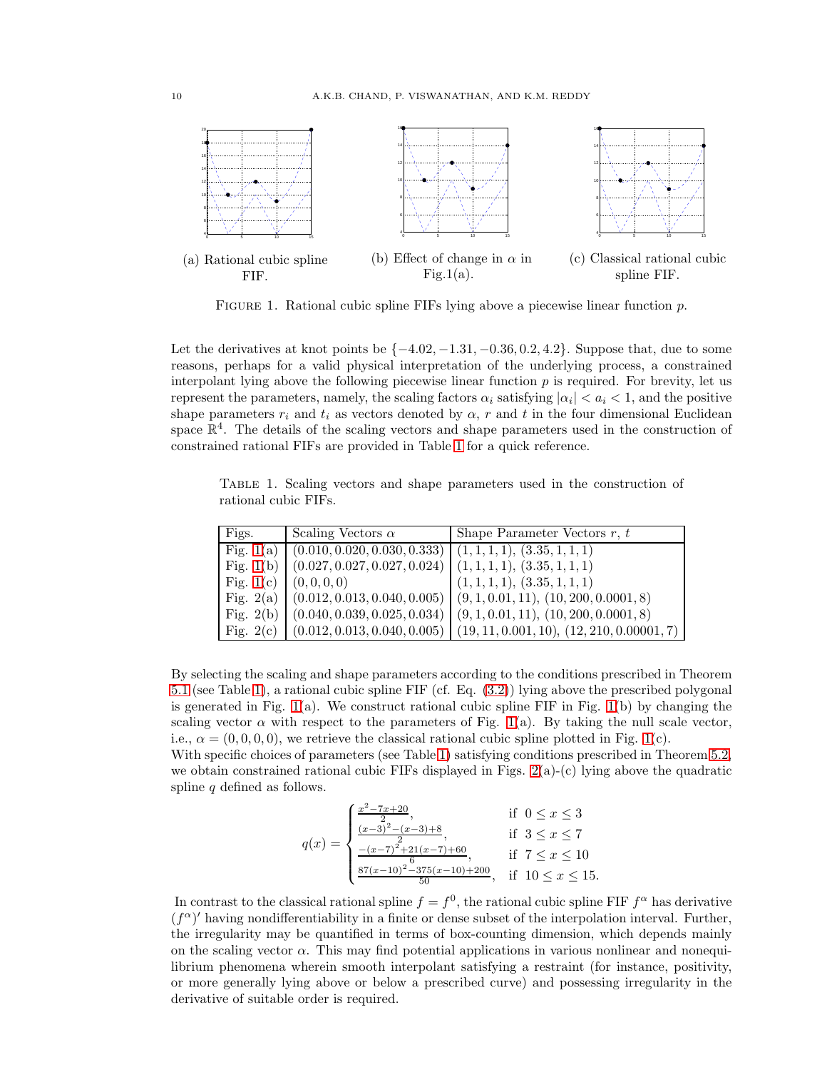(a) Rational cubic spline FIF.

(b) Effect of change in $\alpha$ in Fig.1(a).

(c) Classical rational cubic spline FIF.

Figure 1. Rational cubic spline FIFs lying above a piecewise linear function $p$.

Let the derivatives at knot points be $\{-4.02, -1.31, -0.36, 0.2, 4.2\}$. Suppose that, due to some reasons, perhaps for a valid physical interpretation of the underlying process, a constrained interpolant lying above the following piecewise linear function $p$ is required. For brevity, let us represent the parameters, namely, the scaling factors $\alpha_i$ satisfying $|\alpha_i| < a_i < 1$, and the positive shape parameters $r_i$ and $t_i$ as vectors denoted by $\alpha$, $r$ and $t$ in the four dimensional Euclidean space $\mathbb{R}^4$. The details of the scaling vectors and shape parameters used in the construction of constrained rational FIFs are provided in Table 1 for a quick reference.

Table 1. Scaling vectors and shape parameters used in the construction of rational cubic FIFs.

| Figs. | Scaling Vectors $\alpha$ | Shape Parameter Vectors $r$, $t$ |
|---|---|---|
| Fig. 1(a) | $(0.010, 0.020, 0.030, 0.333)$ | $(1, 1, 1, 1)$, $(3.35, 1, 1, 1)$ |
| Fig. 1(b) | $(0.027, 0.027, 0.027, 0.024)$ | $(1, 1, 1, 1)$, $(3.35, 1, 1, 1)$ |
| Fig. 1(c) | $(0, 0, 0, 0)$ | $(1, 1, 1, 1)$, $(3.35, 1, 1, 1)$ |
| Fig. 2(a) | $(0.012, 0.013, 0.040, 0.005)$ | $(9, 1, 0.01, 11)$, $(10, 200, 0.0001, 8)$ |
| Fig. 2(b) | $(0.040, 0.039, 0.025, 0.034)$ | $(9, 1, 0.01, 11)$, $(10, 200, 0.0001, 8)$ |
| Fig. 2(c) | $(0.012, 0.013, 0.040, 0.005)$ | $(19, 11, 0.001, 10)$, $(12, 210, 0.00001, 7)$ |

By selecting the scaling and shape parameters according to the conditions prescribed in Theorem 5.1 (see Table 1), a rational cubic spline FIF (cf. Eq. (3.2)) lying above the prescribed polygonal is generated in Fig. 1(a). We construct rational cubic spline FIF in Fig. 1(b) by changing the scaling vector $\alpha$ with respect to the parameters of Fig. 1(a). By taking the null scale vector, i.e., $\alpha = (0, 0, 0, 0)$, we retrieve the classical rational cubic spline plotted in Fig. 1(c).
With specific choices of parameters (see Table 1) satisfying conditions prescribed in Theorem 5.2, we obtain constrained rational cubic FIFs displayed in Figs. 2(a)-(c) lying above the quadratic spline $q$ defined as follows.

$$q(x) = \begin{cases} \frac{x^2-7x+20}{2}, & \text{if } 0 \le x \le 3 \\ \frac{(x-3)^2-(x-3)+8}{2}, & \text{if } 3 \le x \le 7 \\ \frac{-(x-7)^2+21(x-7)+60}{6}, & \text{if } 7 \le x \le 10 \\ \frac{87(x-10)^2-375(x-10)+200}{50}, & \text{if } 10 \le x \le 15. \end{cases}$$

In contrast to the classical rational spline $f = f^0$, the rational cubic spline FIF $f^\alpha$ has derivative $(f^\alpha)'$ having nondifferentiability in a finite or dense subset of the interpolation interval. Further, the irregularity may be quantified in terms of box-counting dimension, which depends mainly on the scaling vector $\alpha$. This may find potential applications in various nonlinear and nonequilibrium phenomena wherein smooth interpolant satisfying a restraint (for instance, positivity, or more generally lying above or below a prescribed curve) and possessing irregularity in the derivative of suitable order is required.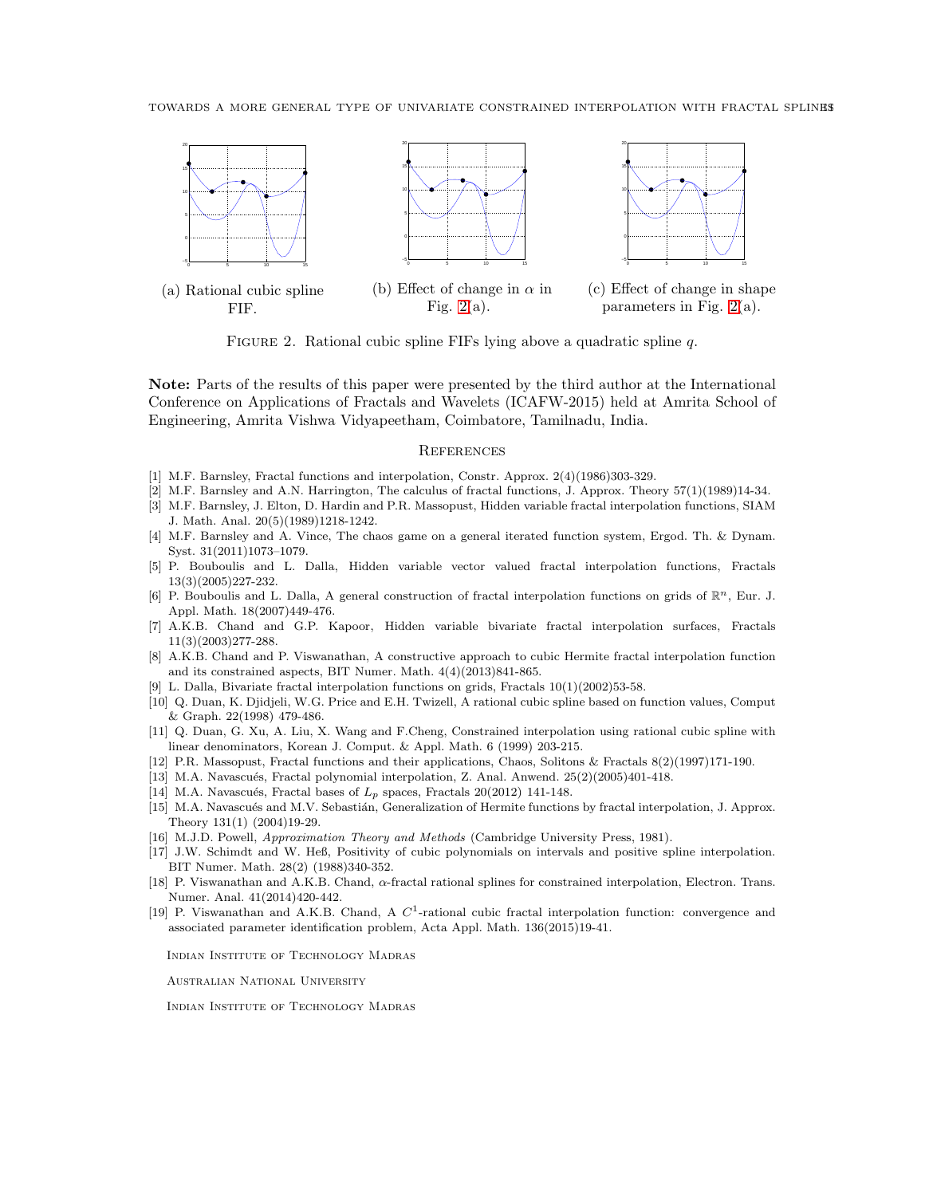20
15
10
5
0
−5
0 5 10 15

(a) Rational cubic spline FIF.

20
15
10
5
0
−5
0 5 10 15

(b) Effect of change in $\alpha$ in Fig. 2(a).

20
15
10
5
0
−5
0 5 10 15

(c) Effect of change in shape parameters in Fig. 2(a).

FIGURE 2. Rational cubic spline FIFs lying above a quadratic spline $q$.

**Note:** Parts of the results of this paper were presented by the third author at the International Conference on Applications of Fractals and Wavelets (ICAFW-2015) held at Amrita School of Engineering, Amrita Vishwa Vidyapeetham, Coimbatore, Tamilnadu, India.

## REFERENCES

[1] M.F. Barnsley, Fractal functions and interpolation, Constr. Approx. 2(4)(1986)303-329.

[2] M.F. Barnsley and A.N. Harrington, The calculus of fractal functions, J. Approx. Theory 57(1)(1989)14-34.

[3] M.F. Barnsley, J. Elton, D. Hardin and P.R. Massopust, Hidden variable fractal interpolation functions, SIAM J. Math. Anal. 20(5)(1989)1218-1242.

[4] M.F. Barnsley and A. Vince, The chaos game on a general iterated function system, Ergod. Th. & Dynam. Syst. 31(2011)1073–1079.

[5] P. Bouboulis and L. Dalla, Hidden variable vector valued fractal interpolation functions, Fractals 13(3)(2005)227-232.

[6] P. Bouboulis and L. Dalla, A general construction of fractal interpolation functions on grids of $\mathbb{R}^n$, Eur. J. Appl. Math. 18(2007)449-476.

[7] A.K.B. Chand and G.P. Kapoor, Hidden variable bivariate fractal interpolation surfaces, Fractals 11(3)(2003)277-288.

[8] A.K.B. Chand and P. Viswanathan, A constructive approach to cubic Hermite fractal interpolation function and its constrained aspects, BIT Numer. Math. 4(4)(2013)841-865.

[9] L. Dalla, Bivariate fractal interpolation functions on grids, Fractals 10(1)(2002)53-58.

[10] Q. Duan, K. Djidjeli, W.G. Price and E.H. Twizell, A rational cubic spline based on function values, Comput & Graph. 22(1998) 479-486.

[11] Q. Duan, G. Xu, A. Liu, X. Wang and F.Cheng, Constrained interpolation using rational cubic spline with linear denominators, Korean J. Comput. & Appl. Math. 6 (1999) 203-215.

[12] P.R. Massopust, Fractal functions and their applications, Chaos, Solitons & Fractals 8(2)(1997)171-190.

[13] M.A. Navascués, Fractal polynomial interpolation, Z. Anal. Anwend. 25(2)(2005)401-418.

[14] M.A. Navascués, Fractal bases of $L_p$ spaces, Fractals 20(2012) 141-148.

[15] M.A. Navascués and M.V. Sebastián, Generalization of Hermite functions by fractal interpolation, J. Approx. Theory 131(1) (2004)19-29.

[16] M.J.D. Powell, *Approximation Theory and Methods* (Cambridge University Press, 1981).

[17] J.W. Schimdt and W. Heß, Positivity of cubic polynomials on intervals and positive spline interpolation. BIT Numer. Math. 28(2) (1988)340-352.

[18] P. Viswanathan and A.K.B. Chand, $\alpha$-fractal rational splines for constrained interpolation, Electron. Trans. Numer. Anal. 41(2014)420-442.

[19] P. Viswanathan and A.K.B. Chand, A $C^1$-rational cubic fractal interpolation function: convergence and associated parameter identification problem, Acta Appl. Math. 136(2015)19-41.

INDIAN INSTITUTE OF TECHNOLOGY MADRAS

AUSTRALIAN NATIONAL UNIVERSITY

INDIAN INSTITUTE OF TECHNOLOGY MADRAS